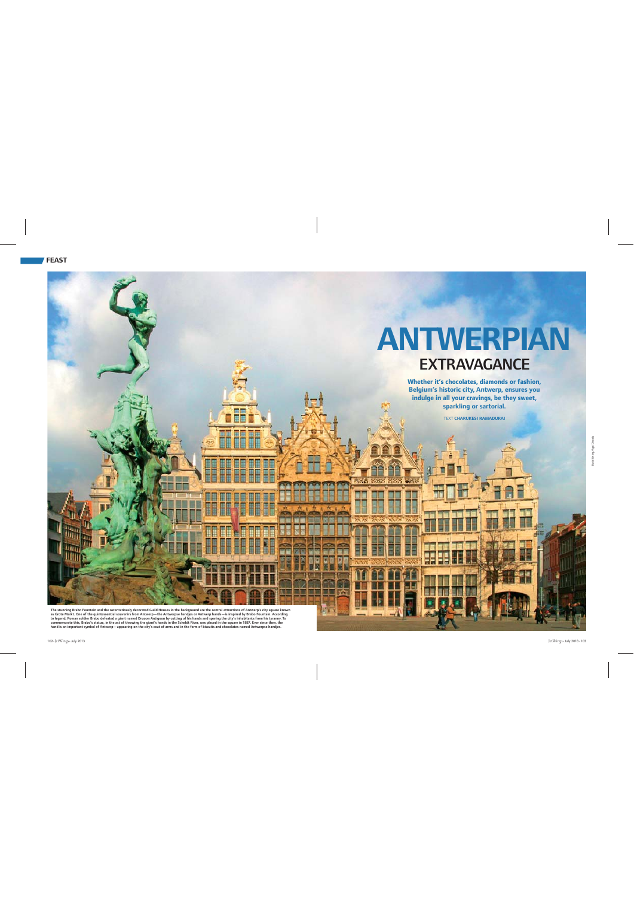FEAST

# ANTWERPIAN
## EXTRAVAGANCE

**Whether it's chocolates, diamonds or fashion, Belgium's historic city, Antwerp, ensures you indulge in all your cravings, be they sweet, sparkling or sartorial.**

TEXT **CHARUKESI RAMADURAI**

The stunning Brabo Fountain and the ostentatiously decorated Guild Houses in the background are the central attractions of Antwerp's city square known as Grote Markt. One of the quintessential souvenirs from Antwerp—the Antwerpse handjes or Antwerp hands—is inspired by Brabo Fountain. According to legend, Roman soldier Brabo defeated a giant named Druoon Antigoon by cutting of his hands and sparing the city's inhabitants from his tyranny. To commemorate this, Brabo's statue, in the act of throwing the giant's hands in the Scheldt River, was placed in the square in 1887. Ever since then, the hand is an important symbol of Antwerp—appearing on the city's coat of arms and in the form of biscuits and chocolates named Antwerpse handjes.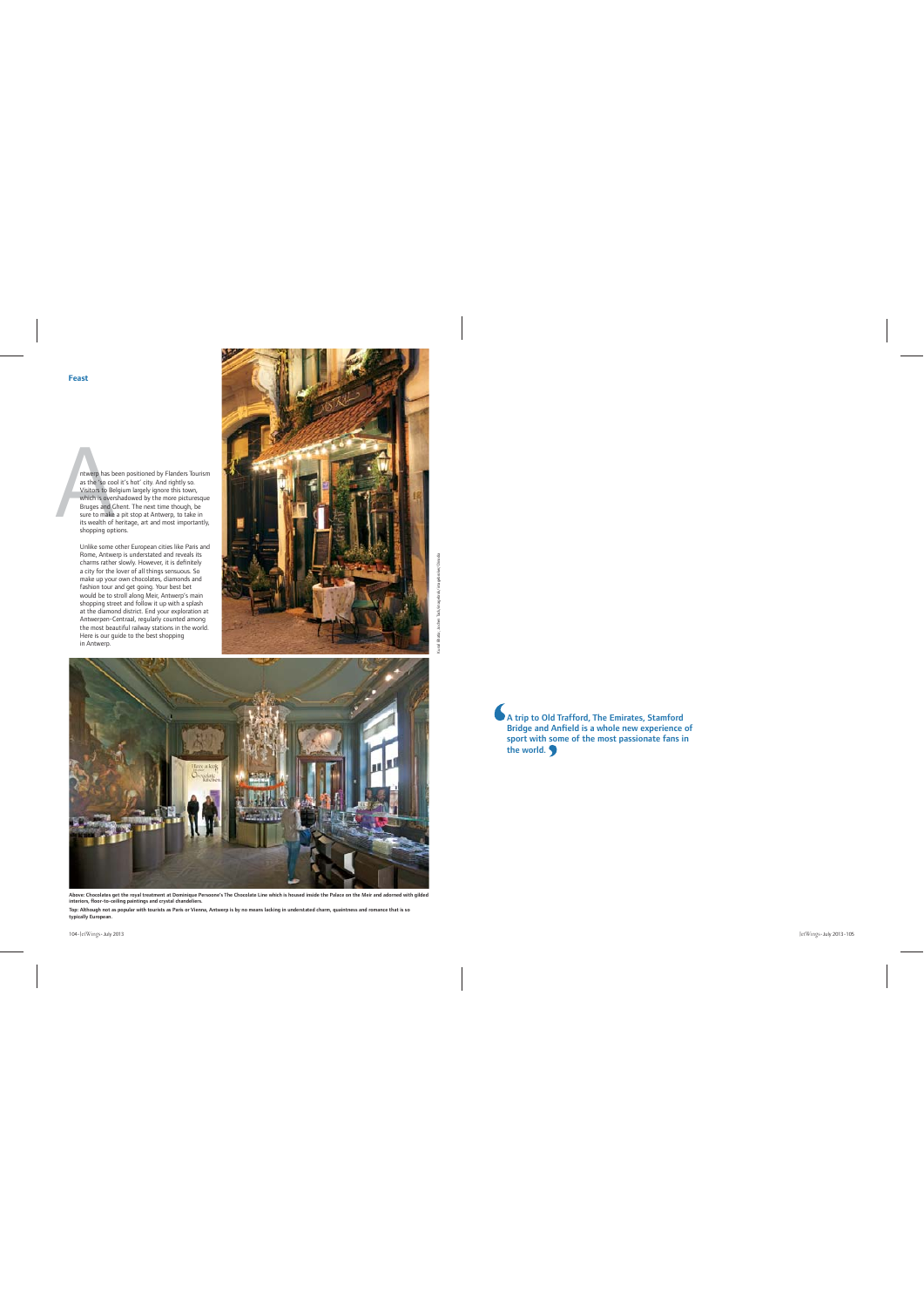Feast

Antwerp has been positioned by Flanders Tourism as the 'so cool it's hot' city. And rightly so. Visitors to Belgium largely ignore this town, which is overshadowed by the more picturesque Bruges and Ghent. The next time though, be sure to make a pit stop at Antwerp, to take in its wealth of heritage, art and most importantly, shopping options.

Unlike some other European cities like Paris and Rome, Antwerp is understated and reveals its charms rather slowly. However, it is definitely a city for the lover of all things sensuous. So make up your own chocolates, diamonds and fashion tour and get going. Your best bet would be to stroll along Meir, Antwerp's main shopping street and follow it up with a splash at the diamond district. End your exploration at Antwerpen-Centraal, regularly counted among the most beautiful railway stations in the world. Here is our guide to the best shopping in Antwerp.

**Above: Chocolates get the royal treatment at Dominique Persoone's The Chocolate Line which is housed inside the Palace on the Meir and adorned with gilded interiors, floor-to-ceiling paintings and crystal chandeliers.**

**Top: Although not as popular with tourists as Paris or Vienna, Antwerp is by no means lacking in understated charm, quaintness and romance that is so typically European.**

> **A trip to Old Trafford, The Emirates, Stamford Bridge and Anfield is a whole new experience of sport with some of the most passionate fans in the world.**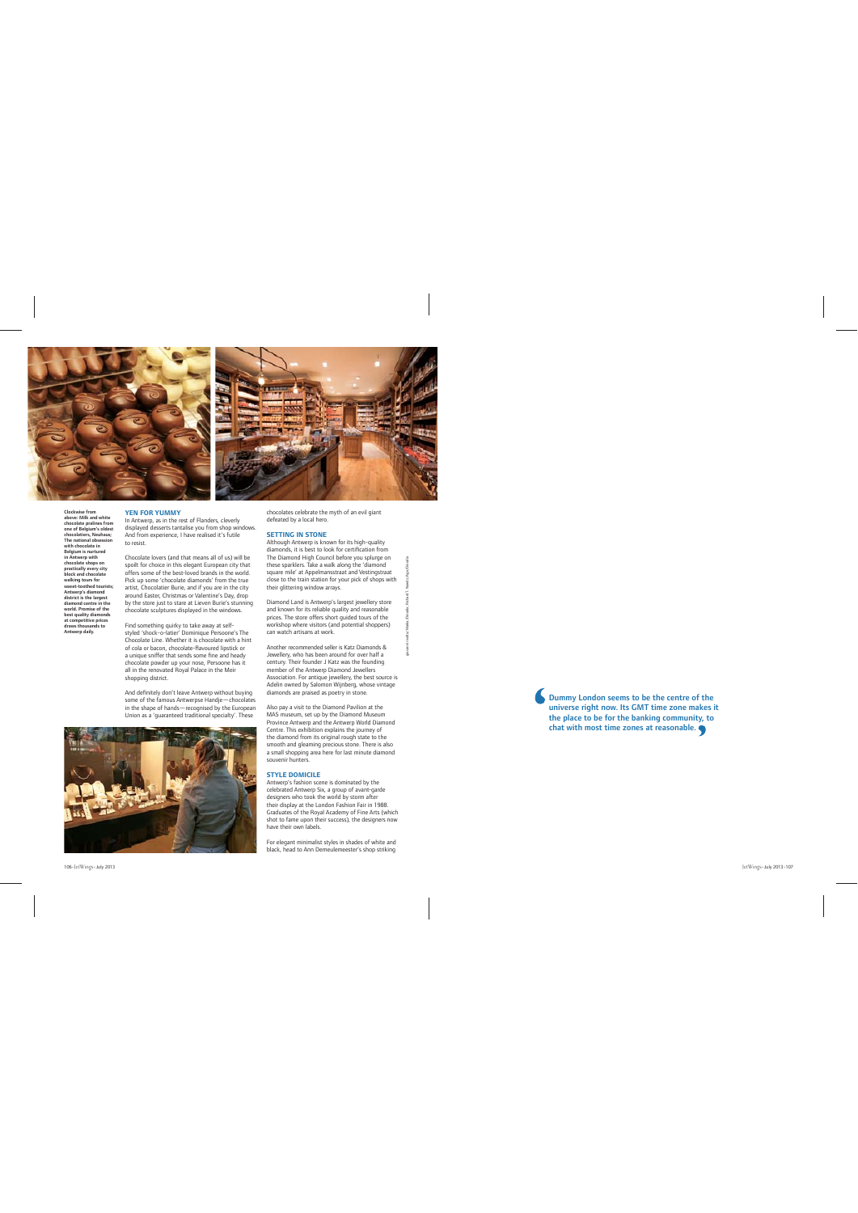Clockwise from above: Milk and white chocolate pralines from one of Belgium's oldest chocolatiers, Neuhaus; The national obsession with chocolate in Belgium is nurtured in Antwerp with chocolate shops on practically every city block and chocolate walking tours for sweet-toothed tourists; Antwerp's diamond district is the largest diamond centre in the world. Promise of the best quality diamonds at competitive prices draws thousands to Antwerp daily.

### YEN FOR YUMMY

In Antwerp, as in the rest of Flanders, cleverly displayed desserts tantalise you from shop windows. And from experience, I have realised it's futile to resist.

Chocolate lovers (and that means all of us) will be spoilt for choice in this elegant European city that offers some of the best-loved brands in the world. Pick up some 'chocolate diamonds' from the true artist, Chocolatier Burie, and if you are in the city around Easter, Christmas or Valentine's Day, drop by the store just to stare at Lieven Burie's stunning chocolate sculptures displayed in the windows.

Find something quirky to take away at self-styled 'shock-o-latier' Dominique Persoone's The Chocolate Line. Whether it is chocolate with a hint of cola or bacon, chocolate-flavoured lipstick or a unique sniffer that sends some fine and heady chocolate powder up your nose, Persoone has it all in the renovated Royal Palace in the Meir shopping district.

And definitely don't leave Antwerp without buying some of the famous Antwerpse Handje—chocolates in the shape of hands—recognised by the European Union as a 'guaranteed traditional specialty'. These chocolates celebrate the myth of an evil giant defeated by a local hero.

### SETTING IN STONE

Although Antwerp is known for its high-quality diamonds, it is best to look for certification from The Diamond High Council before you splurge on these sparklers. Take a walk along the 'diamond square mile' at Appelmansstraat and Vestingstraat close to the train station for your pick of shops with their glittering window arrays.

Diamond Land is Antwerp's largest jewellery store and known for its reliable quality and reasonable prices. The store offers short guided tours of the workshop where visitors (and potential shoppers) can watch artisans at work.

Another recommended seller is Katz Diamonds & Jewellery, who has been around for over half a century. Their founder J Katz was the founding member of the Antwerp Diamond Jewellers Association. For antique jewellery, the best source is Adelin owned by Salomon Wijnberg, whose vintage diamonds are praised as poetry in stone.

Also pay a visit to the Diamond Pavilion at the MAS museum, set up by the Diamond Museum Province Antwerp and the Antwerp World Diamond Centre. This exhibition explains the journey of the diamond from its original rough state to the smooth and gleaming precious stone. There is also a small shopping area here for last minute diamond souvenir hunters.

### STYLE DOMICILE

Antwerp's fashion scene is dominated by the celebrated Antwerp Six, a group of avant-garde designers who took the world by storm after their display at the London Fashion Fair in 1988. Graduates of the Royal Academy of Fine Arts (which shot to fame upon their success), the designers now have their own labels.

For elegant minimalist styles in shades of white and black, head to Ann Demeulemeester's shop striking

> Dummy London seems to be the centre of the universe right now. Its GMT time zone makes it the place to be for the banking community, to chat with most time zones at reasonable.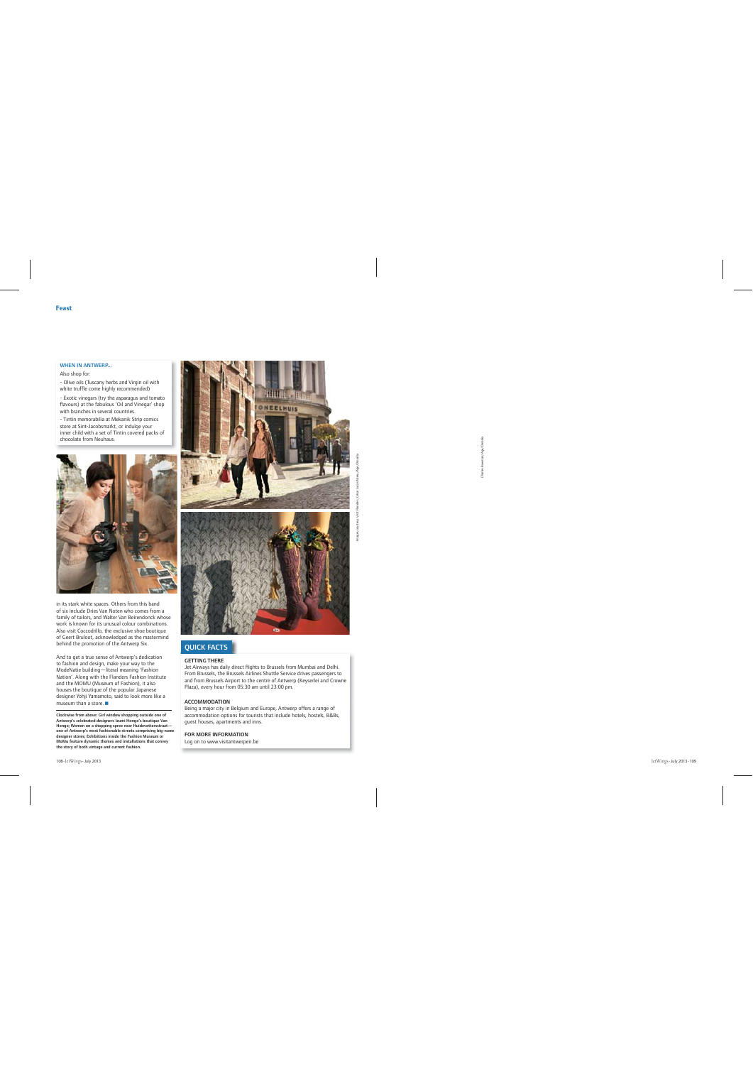### WHEN IN ANTWERP...

Also shop for:

- Olive oils (Tuscany herbs and Virgin oil with white truffle come highly recommended)
- Exotic vinegars (try the asparagus and tomato flavours) at the fabulous 'Oil and Vinegar' shop with branches in several countries.
- Tintin memorabilia at Mekanik Strip comics store at Sint-Jacobsmarkt, or indulge your inner child with a set of Tintin covered packs of chocolate from Neuhaus.

in its stark white spaces. Others from this band of six include Dries Van Noten who comes from a family of tailors, and Walter Van Beirendonck whose work is known for its unusual colour combinations. Also visit Coccodrillo, the exclusive shoe boutique of Geert Bruloot, acknowledged as the mastermind behind the promotion of the Antwerp Six.

And to get a true sense of Antwerp's dedication to fashion and design, make your way to the ModeNatie building—literal meaning 'Fashion Nation'. Along with the Flanders Fashion Institute and the MOMU (Museum of Fashion), it also houses the boutique of the popular Japanese designer Yohji Yamamoto, said to look more like a museum than a store. ■

**Clockwise from above: Girl window shopping outside one of Antwerp's celebrated designers Izumi Hongo's boutique Van Hongo; Women on a shopping spree near Huidevettersstraat—one of Antwerp's most fashionable streets comprising big-name designer stores; Exhibitions inside the Fashion Museum or MoMu feature dynamic themes and installations that convey the story of both vintage and current fashion.**

## QUICK FACTS

**GETTING THERE**

Jet Airways has daily direct flights to Brussels from Mumbai and Delhi. From Brussels, the Brussels Airlines Shuttle Service drives passengers to and from Brussels Airport to the centre of Antwerp (Keyserlei and Crowne Plaza), every hour from 05:30 am until 23:00 pm.

**ACCOMMODATION**

Being a major city in Belgium and Europe, Antwerp offers a range of accommodation options for tourists that include hotels, hostels, B&Bs, guest houses, apartments and inns.

**FOR MORE INFORMATION**

Log on to www.visitantwerpen.be